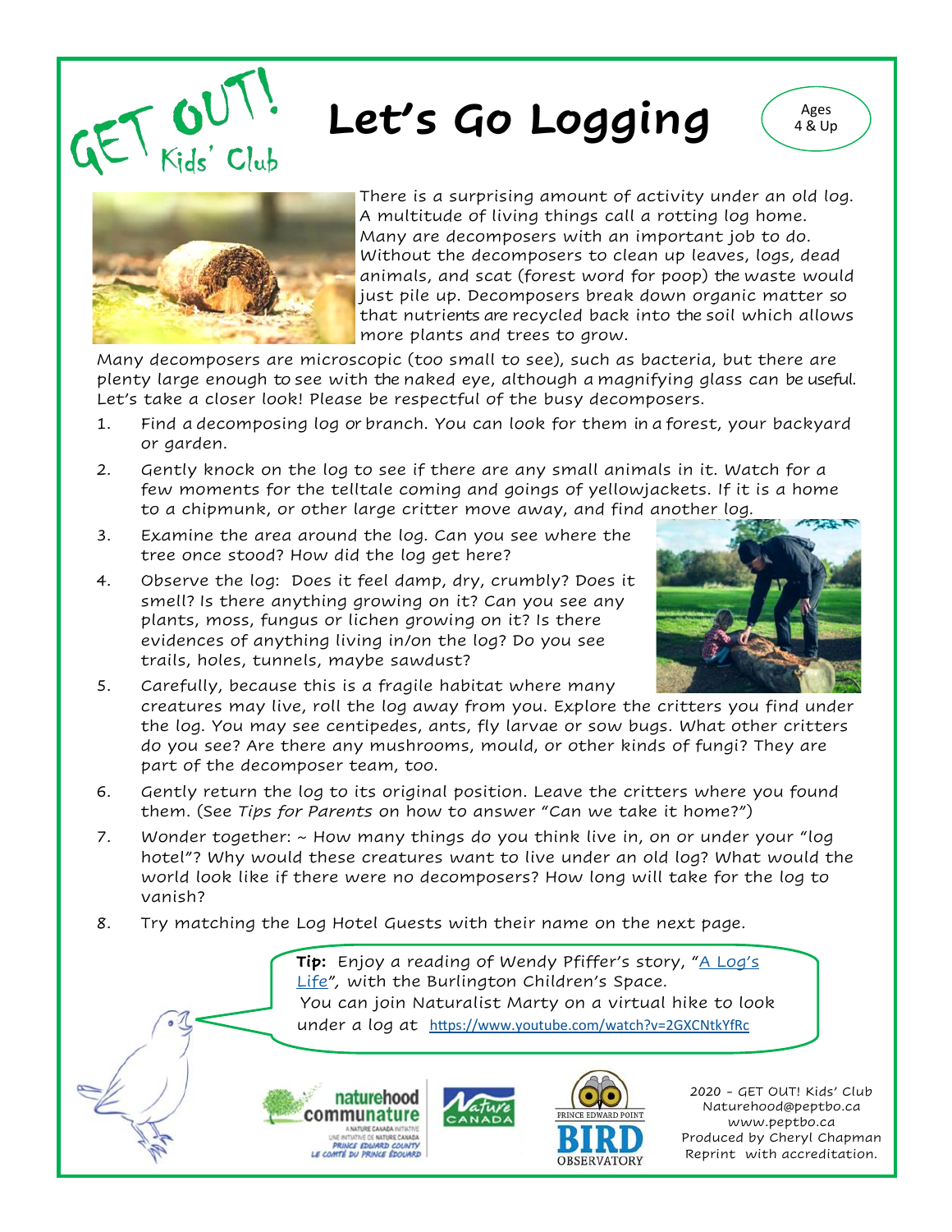GET OUT! Kids' Club

# Let's Go Logging

Ages 4 & Up

There is a surprising amount of activity under an old log. A multitude of living things call a rotting log home. Many are decomposers with an important job to do. Without the decomposers to clean up leaves, logs, dead animals, and scat (forest word for poop) the waste would just pile up. Decomposers break down organic matter so that nutrients are recycled back into the soil which allows more plants and trees to grow.

Many decomposers are microscopic (too small to see), such as bacteria, but there are plenty large enough to see with the naked eye, although a magnifying glass can be useful. Let's take a closer look! Please be respectful of the busy decomposers.

1. Find a decomposing log or branch. You can look for them in a forest, your backyard or garden.
2. Gently knock on the log to see if there are any small animals in it. Watch for a few moments for the telltale coming and goings of yellowjackets. If it is a home to a chipmunk, or other large critter move away, and find another log.
3. Examine the area around the log. Can you see where the tree once stood? How did the log get here?
4. Observe the log: Does it feel damp, dry, crumbly? Does it smell? Is there anything growing on it? Can you see any plants, moss, fungus or lichen growing on it? Is there evidences of anything living in/on the log? Do you see trails, holes, tunnels, maybe sawdust?
5. Carefully, because this is a fragile habitat where many creatures may live, roll the log away from you. Explore the critters you find under the log. You may see centipedes, ants, fly larvae or sow bugs. What other critters do you see? Are there any mushrooms, mould, or other kinds of fungi? They are part of the decomposer team, too.
6. Gently return the log to its original position. Leave the critters where you found them. (See *Tips for Parents* on how to answer "Can we take it home?")
7. Wonder together: ~ How many things do you think live in, on or under your "log hotel"? Why would these creatures want to live under an old log? What would the world look like if there were no decomposers? How long will take for the log to vanish?
8. Try matching the Log Hotel Guests with their name on the next page.

**Tip:** Enjoy a reading of Wendy Pfiffer's story, "A Log's Life", with the Burlington Children's Space.
You can join Naturalist Marty on a virtual hike to look under a log at https://www.youtube.com/watch?v=2GXCNtkYfRc

2020 - GET OUT! Kids' Club
Naturehood@peptbo.ca
www.peptbo.ca
Produced by Cheryl Chapman
Reprint with accreditation.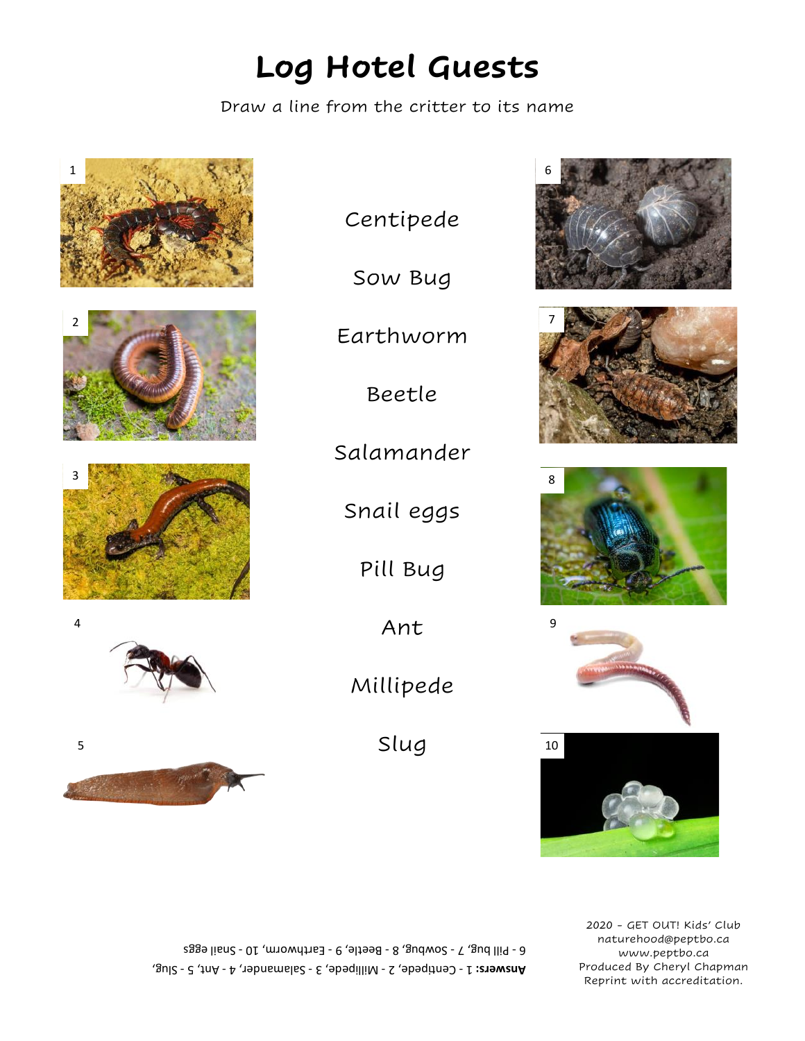# Log Hotel Guests

Draw a line from the critter to its name

1

2

3

4

5

Centipede

Sow Bug

Earthworm

Beetle

Salamander

Snail eggs

Pill Bug

Ant

Millipede

Slug

6

7

8

9

10

**Answers:** 1 - Centipede, 2 - Millipede, 3 - Salamander, 4 - Ant, 5 - Slug, 6 - Pill bug, 7 - Sowbug, 8 - Beetle, 9 - Earthworm, 10 - Snail eggs

2020 – GET OUT! Kids' Club
naturehood@peptbo.ca
www.peptbo.ca
Produced By Cheryl Chapman
Reprint with accreditation.